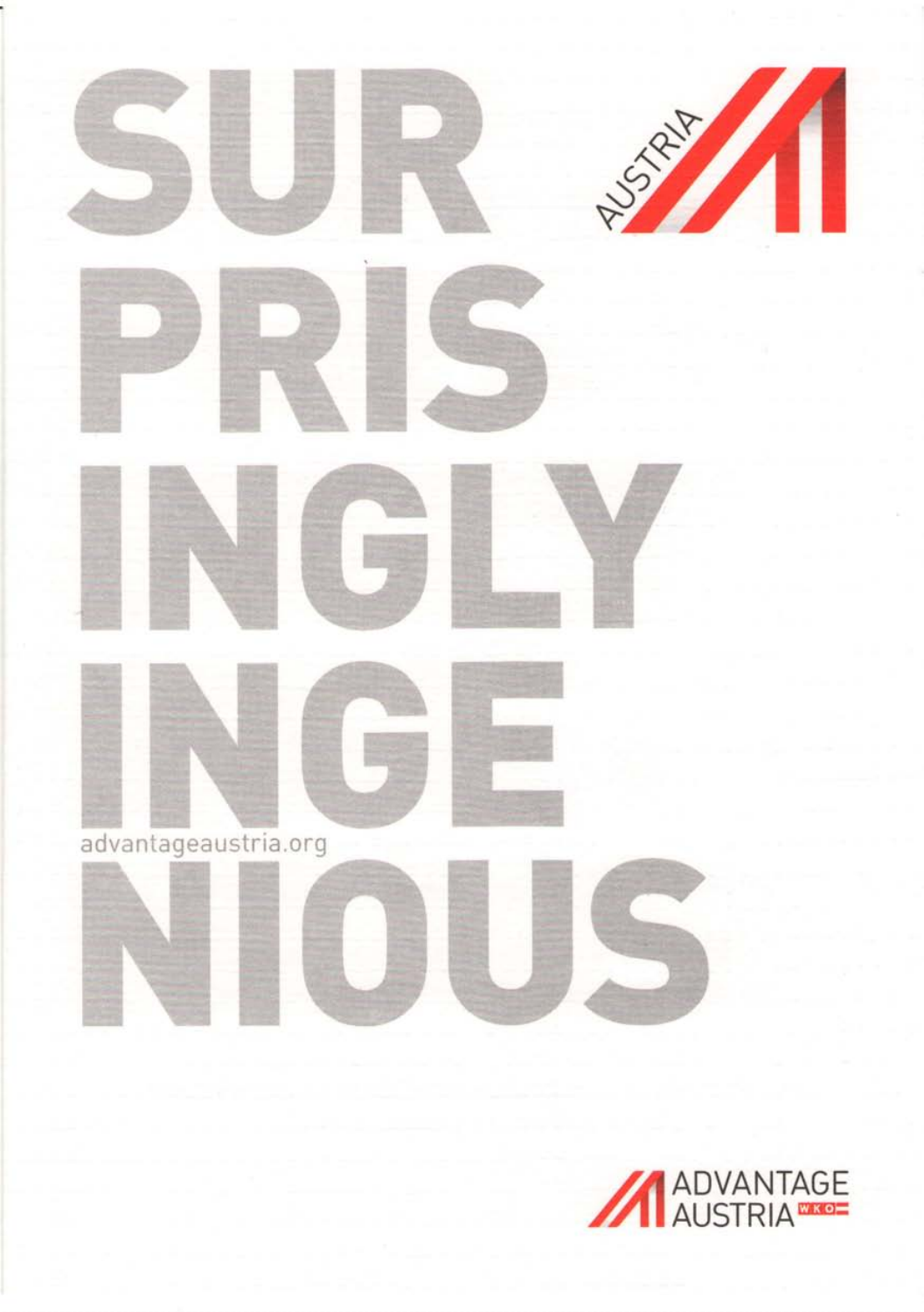# SUR PRIS INGLY INGE NIOUS

AUSTRIA

advantageaustria.org

ADVANTAGE AUSTRIA WKO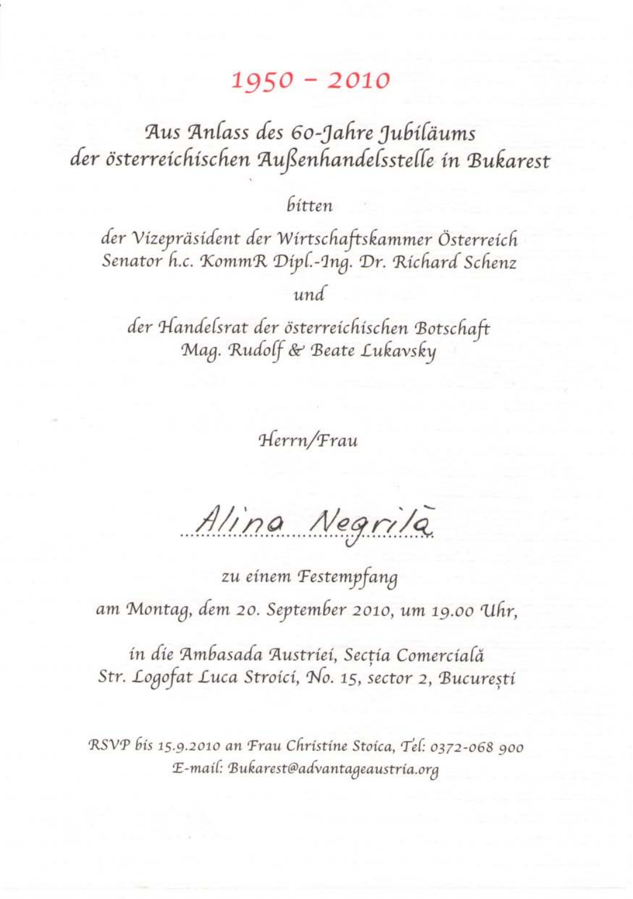# 1950 – 2010

## Aus Anlass des 60-Jahre Jubiläums der österreichischen Außenhandelsstelle in Bukarest

bitten

der Vizepräsident der Wirtschaftskammer Österreich
Senator h.c. KommR Dipl.-Ing. Dr. Richard Schenz

und

der Handelsrat der österreichischen Botschaft
Mag. Rudolf & Beate Lukavsky

Herrn/Frau

Alina Negrilă

zu einem Festempfang

am Montag, dem 20. September 2010, um 19.00 Uhr,

in die Ambasada Austriei, Secția Comercială
Str. Logofat Luca Stroici, No. 15, sector 2, București

RSVP bis 15.9.2010 an Frau Christine Stoica, Tel: 0372-068 900
E-mail: Bukarest@advantageaustria.org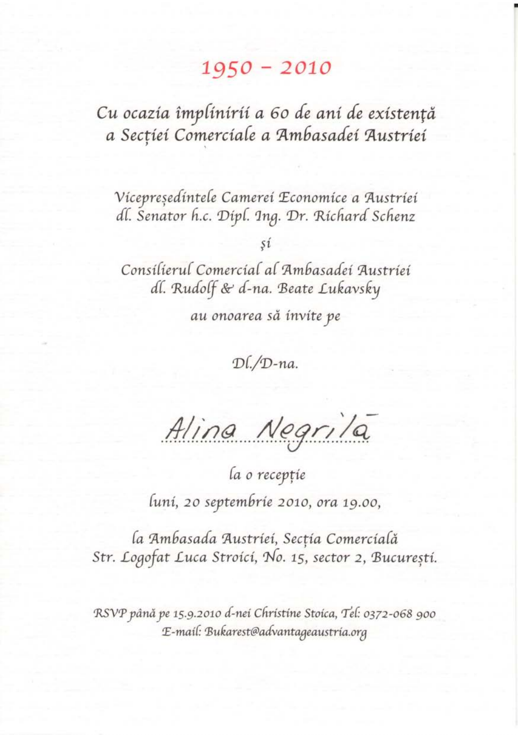# 1950 – 2010

## Cu ocazia împlinirii a 60 de ani de existență a Secției Comerciale a Ambasadei Austriei

Vicepreședintele Camerei Economice a Austriei
dl. Senator h.c. Dipl. Ing. Dr. Richard Schenz

și

Consilierul Comercial al Ambasadei Austriei
dl. Rudolf & d-na. Beate Lukavsky

au onoarea să invite pe

Dl./D-na.

Alina Negrilă

la o recepție

luni, 20 septembrie 2010, ora 19.00,

la Ambasada Austriei, Secția Comercială
Str. Logofat Luca Stroici, No. 15, sector 2, București.

RSVP până pe 15.9.2010 d-nei Christine Stoica, Tel: 0372-068 900
E-mail: Bukarest@advantageaustria.org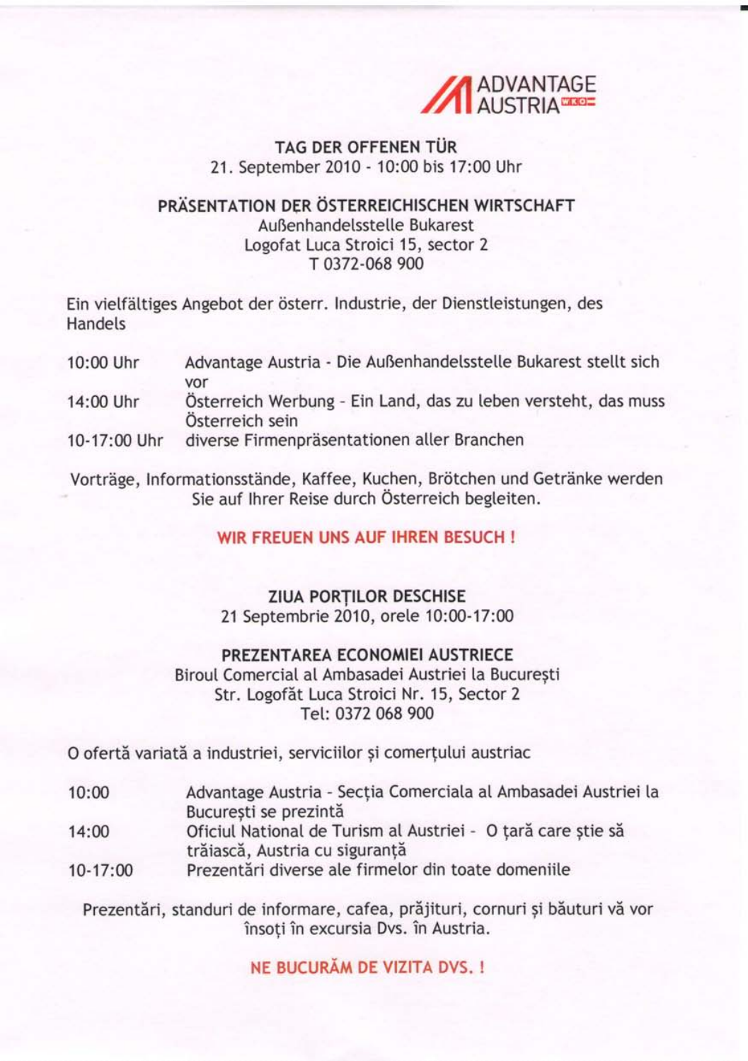ADVANTAGE AUSTRIA

## TAG DER OFFENEN TÜR

21. September 2010 - 10:00 bis 17:00 Uhr

## PRÄSENTATION DER ÖSTERREICHISCHEN WIRTSCHAFT

Außenhandelsstelle Bukarest
Logofat Luca Stroici 15, sector 2
T 0372-068 900

Ein vielfältiges Angebot der österr. Industrie, der Dienstleistungen, des Handels

| | |
|---|---|
| 10:00 Uhr | Advantage Austria - Die Außenhandelsstelle Bukarest stellt sich vor |
| 14:00 Uhr | Österreich Werbung - Ein Land, das zu leben versteht, das muss Österreich sein |
| 10-17:00 Uhr | diverse Firmenpräsentationen aller Branchen |

Vorträge, Informationsstände, Kaffee, Kuchen, Brötchen und Getränke werden Sie auf Ihrer Reise durch Österreich begleiten.

**WIR FREUEN UNS AUF IHREN BESUCH !**

## ZIUA PORȚILOR DESCHISE

21 Septembrie 2010, orele 10:00-17:00

## PREZENTAREA ECONOMIEI AUSTRIECE

Biroul Comercial al Ambasadei Austriei la București
Str. Logofăt Luca Stroici Nr. 15, Sector 2
Tel: 0372 068 900

O ofertă variată a industriei, serviciilor și comerțului austriac

| | |
|---|---|
| 10:00 | Advantage Austria - Secția Comerciala al Ambasadei Austriei la București se prezintă |
| 14:00 | Oficiul National de Turism al Austriei - O țară care știe să trăiască, Austria cu siguranță |
| 10-17:00 | Prezentări diverse ale firmelor din toate domeniile |

Prezentări, standuri de informare, cafea, prăjituri, cornuri și băuturi vă vor însoți în excursia Dvs. în Austria.

**NE BUCURĂM DE VIZITA DVS. !**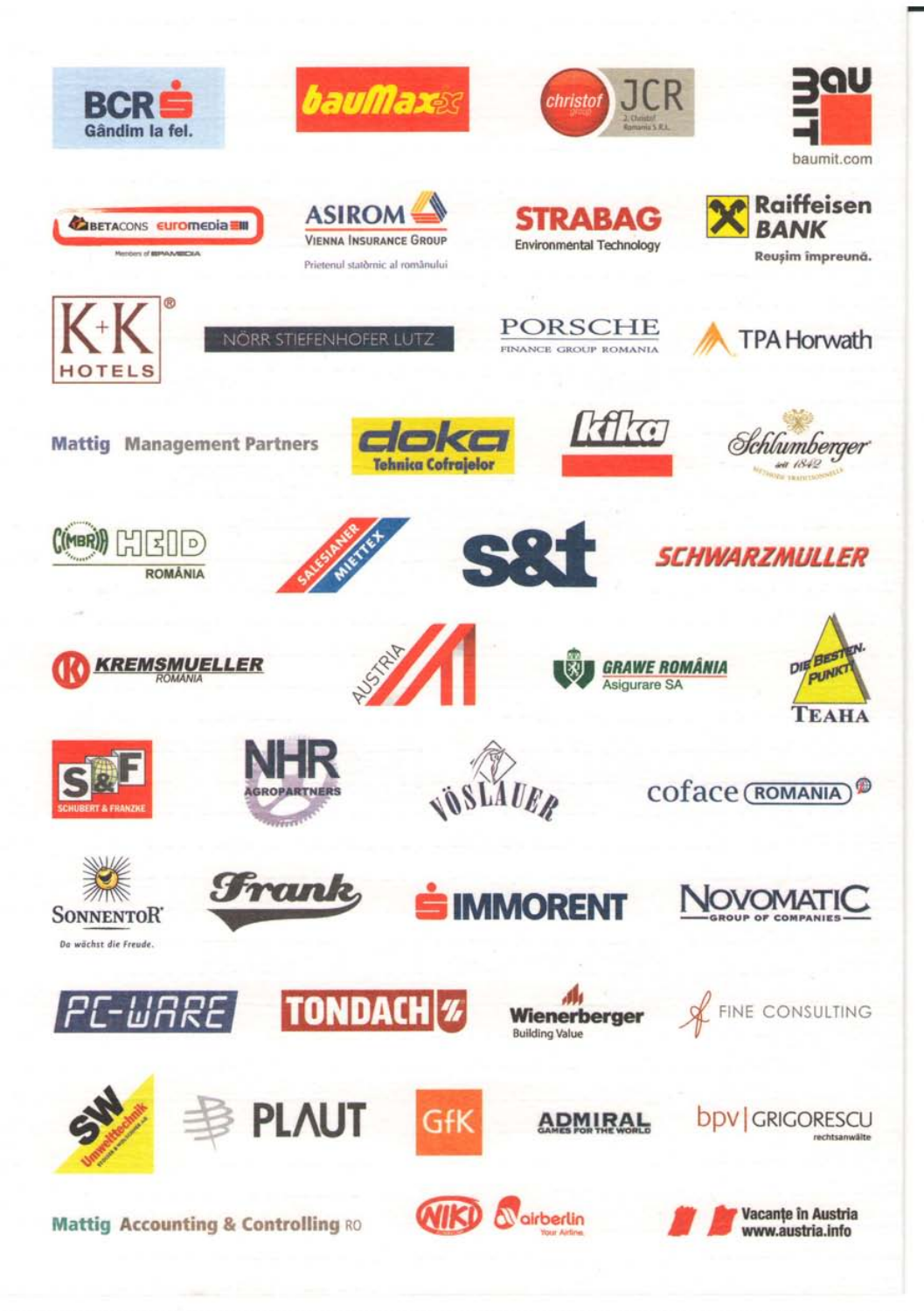BCR Gândim la fel.

bauMax

christof group JCR 2. Christof Romania S.R.L.

Bau MIT baumit.com

BETACONS euromedia Members of EPAMEDIA

ASIROM VIENNA INSURANCE GROUP Prietenul statornic al românului

STRABAG Environmental Technology

Raiffeisen BANK Reușim împreună.

K+K HOTELS

NÖRR STIEFENHOFER LUTZ

PORSCHE FINANCE GROUP ROMANIA

TPA Horwath

Mattig Management Partners

doka Tehnica Cofrajelor

kika

Schlumberger seit 1842

CMBR HEID ROMÂNIA

SALESIANER MIETTEX

s&t

SCHWARZMULLER

KREMSMUELLER ROMANIA

AUSTRIA

GRAWE ROMÂNIA Asigurare SA

DIE BESTEN PUNKT TEAHA

S&F SCHUBERT & FRANZKE

NHR AGROPARTNERS

VÖSLAUER

coface ROMANIA

SONNENTOR Da wächst die Freude.

Frank

IMMORENT

NOVOMATIC GROUP OF COMPANIES

PC-WARE

TONDACH

Wienerberger Building Value

FINE CONSULTING

SW Umwelttechnik

PLAUT

GfK

ADMIRAL GAMES FOR THE WORLD

bpv | GRIGORESCU rechtsanwälte

Mattig Accounting & Controlling RO

NIKI airberlin Your Airline

Vacanțe în Austria www.austria.info